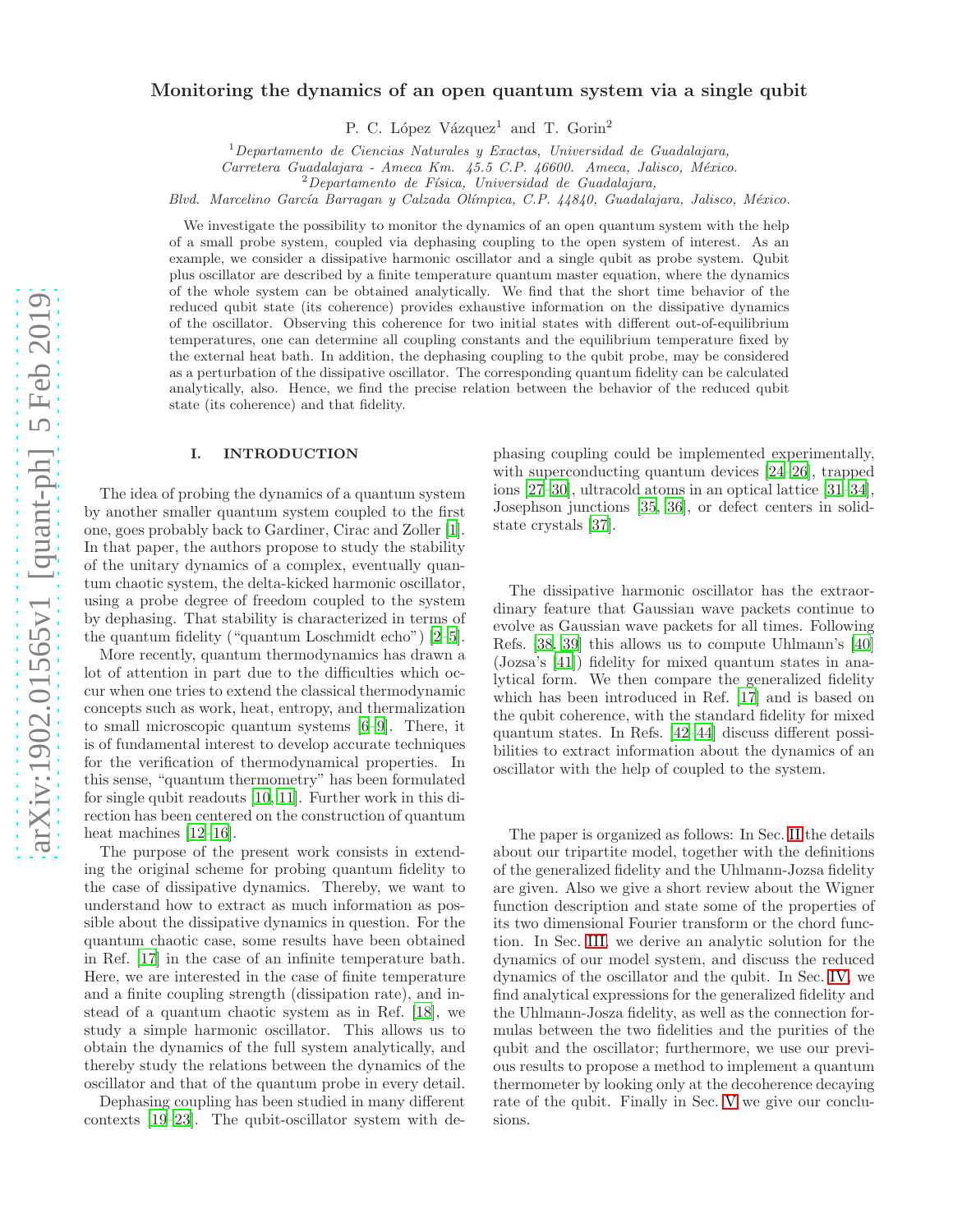# Monitoring the dynamics of an open quantum system via a single qubit

P. C. López Vázquez[1] and T. Gorin[2]

[1] *Departamento de Ciencias Naturales y Exactas, Universidad de Guadalajara, Carretera Guadalajara - Ameca Km. 45.5 C.P. 46600. Ameca, Jalisco, México.*

[2] *Departamento de Física, Universidad de Guadalajara, Blvd. Marcelino García Barragan y Calzada Olímpica, C.P. 44840, Guadalajara, Jalisco, México.*

We investigate the possibility to monitor the dynamics of an open quantum system with the help of a small probe system, coupled via dephasing coupling to the open system of interest. As an example, we consider a dissipative harmonic oscillator and a single qubit as probe system. Qubit plus oscillator are described by a finite temperature quantum master equation, where the dynamics of the whole system can be obtained analytically. We find that the short time behavior of the reduced qubit state (its coherence) provides exhaustive information on the dissipative dynamics of the oscillator. Observing this coherence for two initial states with different out-of-equilibrium temperatures, one can determine all coupling constants and the equilibrium temperature fixed by the external heat bath. In addition, the dephasing coupling to the qubit probe, may be considered as a perturbation of the dissipative oscillator. The corresponding quantum fidelity can be calculated analytically, also. Hence, we find the precise relation between the behavior of the reduced qubit state (its coherence) and that fidelity.

## I. INTRODUCTION

The idea of probing the dynamics of a quantum system by another smaller quantum system coupled to the first one, goes probably back to Gardiner, Cirac and Zoller [1]. In that paper, the authors propose to study the stability of the unitary dynamics of a complex, eventually quantum chaotic system, the delta-kicked harmonic oscillator, using a probe degree of freedom coupled to the system by dephasing. That stability is characterized in terms of the quantum fidelity ("quantum Loschmidt echo") [2–5].

More recently, quantum thermodynamics has drawn a lot of attention in part due to the difficulties which occur when one tries to extend the classical thermodynamic concepts such as work, heat, entropy, and thermalization to small microscopic quantum systems [6–9]. There, it is of fundamental interest to develop accurate techniques for the verification of thermodynamical properties. In this sense, "quantum thermometry" has been formulated for single qubit readouts [10, 11]. Further work in this direction has been centered on the construction of quantum heat machines [12–16].

The purpose of the present work consists in extending the original scheme for probing quantum fidelity to the case of dissipative dynamics. Thereby, we want to understand how to extract as much information as possible about the dissipative dynamics in question. For the quantum chaotic case, some results have been obtained in Ref. [17] in the case of an infinite temperature bath. Here, we are interested in the case of finite temperature and a finite coupling strength (dissipation rate), and instead of a quantum chaotic system as in Ref. [18], we study a simple harmonic oscillator. This allows us to obtain the dynamics of the full system analytically, and thereby study the relations between the dynamics of the oscillator and that of the quantum probe in every detail.

Dephasing coupling has been studied in many different contexts [19–23]. The qubit-oscillator system with dephasing coupling could be implemented experimentally, with superconducting quantum devices [24–26], trapped ions [27–30], ultracold atoms in an optical lattice [31–34], Josephson junctions [35, 36], or defect centers in solid-state crystals [37].

The dissipative harmonic oscillator has the extraordinary feature that Gaussian wave packets continue to evolve as Gaussian wave packets for all times. Following Refs. [38, 39] this allows us to compute Uhlmann's [40] (Jozsa's [41]) fidelity for mixed quantum states in analytical form. We then compare the generalized fidelity which has been introduced in Ref. [17] and is based on the qubit coherence, with the standard fidelity for mixed quantum states. In Refs. [42–44] discuss different possibilities to extract information about the dynamics of an oscillator with the help of coupled to the system.

The paper is organized as follows: In Sec. II the details about our tripartite model, together with the definitions of the generalized fidelity and the Uhlmann-Jozsa fidelity are given. Also we give a short review about the Wigner function description and state some of the properties of its two dimensional Fourier transform or the chord function. In Sec. III, we derive an analytic solution for the dynamics of our model system, and discuss the reduced dynamics of the oscillator and the qubit. In Sec. IV, we find analytical expressions for the generalized fidelity and the Uhlmann-Josza fidelity, as well as the connection formulas between the two fidelities and the purities of the qubit and the oscillator; furthermore, we use our previous results to propose a method to implement a quantum thermometer by looking only at the decoherence decaying rate of the qubit. Finally in Sec. V we give our conclusions.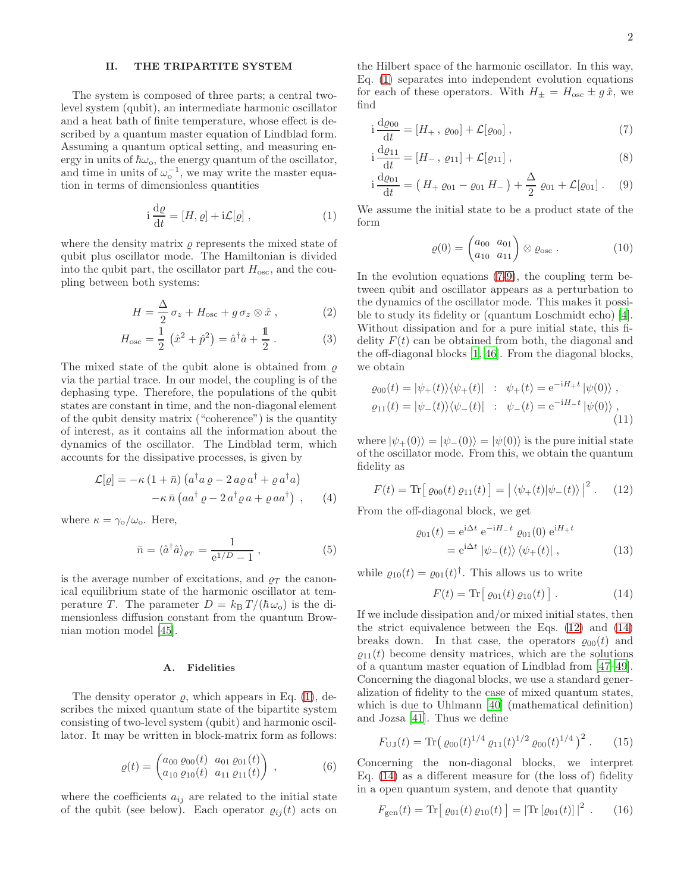## II. THE TRIPARTITE SYSTEM

The system is composed of three parts; a central two-level system (qubit), an intermediate harmonic oscillator and a heat bath of finite temperature, whose effect is described by a quantum master equation of Lindblad form. Assuming a quantum optical setting, and measuring energy in units of $\hbar\omega_{\rm o}$, the energy quantum of the oscillator, and time in units of $\omega_{\rm o}^{-1}$, we may write the master equation in terms of dimensionless quantities

$$\mathrm{i}\,\frac{\mathrm{d}\varrho}{\mathrm{d}t} = [H,\varrho] + \mathrm{i}\mathcal{L}[\varrho]\ , \tag{1}$$

where the density matrix $\varrho$ represents the mixed state of qubit plus oscillator mode. The Hamiltonian is divided into the qubit part, the oscillator part $H_{\rm osc}$, and the coupling between both systems:

$$H = \frac{\Delta}{2}\,\sigma_z + H_{\rm osc} + g\,\sigma_z\otimes\hat{x}\ , \tag{2}$$

$$H_{\rm osc} = \frac{1}{2}\,\left(\hat{x}^2+\hat{p}^2\right) = \hat{a}^\dagger\hat{a} + \frac{\mathbb{1}}{2}\ . \tag{3}$$

The mixed state of the qubit alone is obtained from $\varrho$ via the partial trace. In our model, the coupling is of the dephasing type. Therefore, the populations of the qubit states are constant in time, and the non-diagonal element of the qubit density matrix ("coherence") is the quantity of interest, as it contains all the information about the dynamics of the oscillator. The Lindblad term, which accounts for the dissipative processes, is given by

$$\begin{aligned}\mathcal{L}[\varrho] = &-\kappa\,(1+\bar{n})\,\left(a^\dagger a\,\varrho - 2\,a\varrho\,a^\dagger + \varrho\,a^\dagger a\right)\\ &-\kappa\,\bar{n}\,\left(aa^\dagger\,\varrho - 2\,a^\dagger\varrho\,a + \varrho\,aa^\dagger\right)\ ,\end{aligned} \tag{4}$$

where $\kappa = \gamma_{\rm o}/\omega_{\rm o}$. Here,

$$\bar{n} = \langle\hat{a}^\dagger\hat{a}\rangle_{\varrho_T} = \frac{1}{\mathrm{e}^{1/D}-1}\ , \tag{5}$$

is the average number of excitations, and $\varrho_T$ the canonical equilibrium state of the harmonic oscillator at temperature $T$. The parameter $D = k_{\rm B}\,T/(\hbar\,\omega_{\rm o})$ is the dimensionless diffusion constant from the quantum Brownian motion model [45].

### A. Fidelities

The density operator $\varrho$, which appears in Eq. (1), describes the mixed quantum state of the bipartite system consisting of two-level system (qubit) and harmonic oscillator. It may be written in block-matrix form as follows:

$$\varrho(t) = \begin{pmatrix} a_{00}\,\varrho_{00}(t) & a_{01}\,\varrho_{01}(t)\\ a_{10}\,\varrho_{10}(t) & a_{11}\,\varrho_{11}(t)\end{pmatrix}\ , \tag{6}$$

where the coefficients $a_{ij}$ are related to the initial state of the qubit (see below). Each operator $\varrho_{ij}(t)$ acts on the Hilbert space of the harmonic oscillator. In this way, Eq. (1) separates into independent evolution equations for each of these operators. With $H_\pm = H_{\rm osc}\pm g\,\hat{x}$, we find

$$\mathrm{i}\,\frac{\mathrm{d}\varrho_{00}}{\mathrm{d}t} = [H_+\,,\,\varrho_{00}] + \mathcal{L}[\varrho_{00}]\ , \tag{7}$$

$$\mathrm{i}\,\frac{\mathrm{d}\varrho_{11}}{\mathrm{d}t} = [H_-\,,\,\varrho_{11}] + \mathcal{L}[\varrho_{11}]\ , \tag{8}$$

$$\mathrm{i}\,\frac{\mathrm{d}\varrho_{01}}{\mathrm{d}t} = \left(H_+\,\varrho_{01} - \varrho_{01}\,H_-\right) + \frac{\Delta}{2}\,\varrho_{01} + \mathcal{L}[\varrho_{01}]\ . \tag{9}$$

We assume the initial state to be a product state of the form

$$\varrho(0) = \begin{pmatrix} a_{00} & a_{01}\\ a_{10} & a_{11}\end{pmatrix}\otimes\varrho_{\rm osc}\ . \tag{10}$$

In the evolution equations (7-9), the coupling term between qubit and oscillator appears as a perturbation to the dynamics of the oscillator mode. This makes it possible to study its fidelity or (quantum Loschmidt echo) [4]. Without dissipation and for a pure initial state, this fidelity $F(t)$ can be obtained from both, the diagonal and the off-diagonal blocks [1, 46]. From the diagonal blocks, we obtain

$$\begin{aligned}\varrho_{00}(t) &= |\psi_+(t)\rangle\langle\psi_+(t)|\quad:\quad\psi_+(t) = \mathrm{e}^{-\mathrm{i}H_+t}\,|\psi(0)\rangle\ ,\\ \varrho_{11}(t) &= |\psi_-(t)\rangle\langle\psi_-(t)|\quad:\quad\psi_-(t) = \mathrm{e}^{-\mathrm{i}H_-t}\,|\psi(0)\rangle\ ,\end{aligned} \tag{11}$$

where $|\psi_+(0)\rangle = |\psi_-(0)\rangle = |\psi(0)\rangle$ is the pure initial state of the oscillator mode. From this, we obtain the quantum fidelity as

$$F(t) = \mathrm{Tr}\big[\,\varrho_{00}(t)\,\varrho_{11}(t)\,\big] = \big|\,\langle\psi_+(t)|\psi_-(t)\rangle\,\big|^2\ . \tag{12}$$

From the off-diagonal block, we get

$$\begin{aligned}\varrho_{01}(t) &= \mathrm{e}^{\mathrm{i}\Delta t}\,\mathrm{e}^{-\mathrm{i}H_-t}\,\varrho_{01}(0)\,\mathrm{e}^{\mathrm{i}H_+t}\\ &= \mathrm{e}^{\mathrm{i}\Delta t}\,|\psi_-(t)\rangle\,\langle\psi_+(t)|\ ,\end{aligned} \tag{13}$$

while $\varrho_{10}(t) = \varrho_{01}(t)^\dagger$. This allows us to write

$$F(t) = \mathrm{Tr}\big[\,\varrho_{01}(t)\,\varrho_{10}(t)\,\big]\ . \tag{14}$$

If we include dissipation and/or mixed initial states, then the strict equivalence between the Eqs. (12) and (14) breaks down. In that case, the operators $\varrho_{00}(t)$ and $\varrho_{11}(t)$ become density matrices, which are the solutions of a quantum master equation of Lindblad from [47–49]. Concerning the diagonal blocks, we use a standard generalization of fidelity to the case of mixed quantum states, which is due to Uhlmann [40] (mathematical definition) and Jozsa [41]. Thus we define

$$F_{\rm UJ}(t) = \mathrm{Tr}\big(\,\varrho_{00}(t)^{1/4}\,\varrho_{11}(t)^{1/2}\,\varrho_{00}(t)^{1/4}\,\big)^2\ . \tag{15}$$

Concerning the non-diagonal blocks, we interpret Eq. (14) as a different measure for (the loss of) fidelity in a open quantum system, and denote that quantity

$$F_{\rm gen}(t) = \mathrm{Tr}\big[\,\varrho_{01}(t)\,\varrho_{10}(t)\,\big] = |\mathrm{Tr}\,[\varrho_{01}(t)]\,|^2\ . \tag{16}$$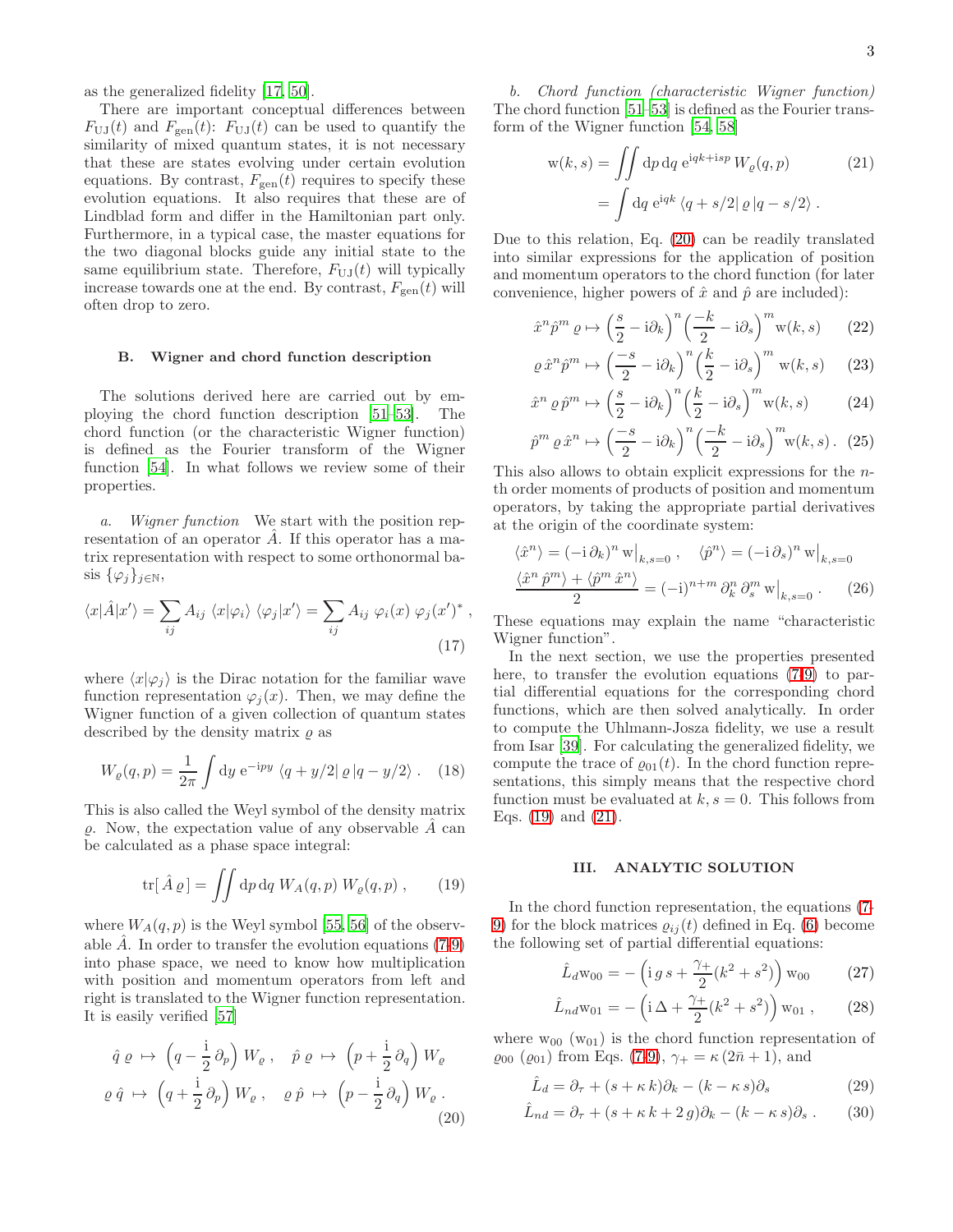as the generalized fidelity [17, 50].

There are important conceptual differences between $F_{\rm UJ}(t)$ and $F_{\rm gen}(t)$: $F_{\rm UJ}(t)$ can be used to quantify the similarity of mixed quantum states, it is not necessary that these are states evolving under certain evolution equations. By contrast, $F_{\rm gen}(t)$ requires to specify these evolution equations. It also requires that these are of Lindblad form and differ in the Hamiltonian part only. Furthermore, in a typical case, the master equations for the two diagonal blocks guide any initial state to the same equilibrium state. Therefore, $F_{\rm UJ}(t)$ will typically increase towards one at the end. By contrast, $F_{\rm gen}(t)$ will often drop to zero.

### B. Wigner and chord function description

The solutions derived here are carried out by employing the chord function description [51–53]. The chord function (or the characteristic Wigner function) is defined as the Fourier transform of the Wigner function [54]. In what follows we review some of their properties.

*a. Wigner function* We start with the position representation of an operator $\hat{A}$. If this operator has a matrix representation with respect to some orthonormal basis $\{\varphi_j\}_{j\in\mathbb{N}}$,

$$\langle x|\hat{A}|x'\rangle = \sum_{ij} A_{ij}\, \langle x|\varphi_i\rangle\, \langle\varphi_j|x'\rangle = \sum_{ij} A_{ij}\, \varphi_i(x)\, \varphi_j(x')^* \,, \tag{17}$$

where $\langle x|\varphi_j\rangle$ is the Dirac notation for the familiar wave function representation $\varphi_j(x)$. Then, we may define the Wigner function of a given collection of quantum states described by the density matrix $\varrho$ as

$$W_\varrho(q,p) = \frac{1}{2\pi}\int {\rm d}y\; {\rm e}^{-{\rm i}py}\, \langle q+y/2|\,\varrho\,|q-y/2\rangle \,. \tag{18}$$

This is also called the Weyl symbol of the density matrix $\varrho$. Now, the expectation value of any observable $\hat{A}$ can be calculated as a phase space integral:

$$\operatorname{tr}[\,\hat{A}\,\varrho\,] = \iint {\rm d}p\,{\rm d}q\; W_A(q,p)\; W_\varrho(q,p) \,, \tag{19}$$

where $W_A(q,p)$ is the Weyl symbol [55, 56] of the observable $\hat{A}$. In order to transfer the evolution equations (7-9) into phase space, we need to know how multiplication with position and momentum operators from left and right is translated to the Wigner function representation. It is easily verified [57]

$$\begin{aligned}
\hat{q}\,\varrho \;&\mapsto\; \Big(q - \frac{\rm i}{2}\,\partial_p\Big)\, W_\varrho \,, \quad \hat{p}\,\varrho \;\mapsto\; \Big(p + \frac{\rm i}{2}\,\partial_q\Big)\, W_\varrho \\
\varrho\,\hat{q} \;&\mapsto\; \Big(q + \frac{\rm i}{2}\,\partial_p\Big)\, W_\varrho \,, \quad \varrho\,\hat{p} \;\mapsto\; \Big(p - \frac{\rm i}{2}\,\partial_q\Big)\, W_\varrho \,.
\end{aligned} \tag{20}$$

*b. Chord function (characteristic Wigner function)* The chord function [51–53] is defined as the Fourier transform of the Wigner function [54, 58]

$$\begin{aligned}
{\rm w}(k,s) &= \iint {\rm d}p\,{\rm d}q\; {\rm e}^{{\rm i}qk+{\rm i}sp}\, W_\varrho(q,p) \\
&= \int {\rm d}q\; {\rm e}^{{\rm i}qk}\, \langle q+s/2|\,\varrho\,|q-s/2\rangle \,.
\end{aligned} \tag{21}$$

Due to this relation, Eq. (20) can be readily translated into similar expressions for the application of position and momentum operators to the chord function (for later convenience, higher powers of $\hat{x}$ and $\hat{p}$ are included):

$$\hat{x}^n\hat{p}^m\,\varrho \mapsto \Big(\frac{s}{2} - {\rm i}\partial_k\Big)^n \Big(\frac{-k}{2} - {\rm i}\partial_s\Big)^m {\rm w}(k,s) \tag{22}$$

$$\varrho\,\hat{x}^n\hat{p}^m \mapsto \Big(\frac{-s}{2} - {\rm i}\partial_k\Big)^n \Big(\frac{k}{2} - {\rm i}\partial_s\Big)^m {\rm w}(k,s) \tag{23}$$

$$\hat{x}^n\,\varrho\,\hat{p}^m \mapsto \Big(\frac{s}{2} - {\rm i}\partial_k\Big)^n \Big(\frac{k}{2} - {\rm i}\partial_s\Big)^m {\rm w}(k,s) \tag{24}$$

$$\hat{p}^m\,\varrho\,\hat{x}^n \mapsto \Big(\frac{-s}{2} - {\rm i}\partial_k\Big)^n \Big(\frac{-k}{2} - {\rm i}\partial_s\Big)^m {\rm w}(k,s) \,. \tag{25}$$

This also allows to obtain explicit expressions for the $n$-th order moments of products of position and momentum operators, by taking the appropriate partial derivatives at the origin of the coordinate system:

$$\begin{aligned}
&\langle\hat{x}^n\rangle = (-{\rm i}\,\partial_k)^n\, {\rm w}\big|_{k,s=0} \,, \quad \langle\hat{p}^n\rangle = (-{\rm i}\,\partial_s)^n\, {\rm w}\big|_{k,s=0} \\
&\frac{\langle\hat{x}^n\,\hat{p}^m\rangle + \langle\hat{p}^m\,\hat{x}^n\rangle}{2} = (-{\rm i})^{n+m}\,\partial_k^n\,\partial_s^m\,{\rm w}\big|_{k,s=0} \,.
\end{aligned} \tag{26}$$

These equations may explain the name "characteristic Wigner function".

In the next section, we use the properties presented here, to transfer the evolution equations (7-9) to partial differential equations for the corresponding chord functions, which are then solved analytically. In order to compute the Uhlmann-Josza fidelity, we use a result from Isar [39]. For calculating the generalized fidelity, we compute the trace of $\varrho_{01}(t)$. In the chord function representations, this simply means that the respective chord function must be evaluated at $k,s=0$. This follows from Eqs. (19) and (21).

## III. ANALYTIC SOLUTION

In the chord function representation, the equations (7-9) for the block matrices $\varrho_{ij}(t)$ defined in Eq. (6) become the following set of partial differential equations:

$$\hat{L}_d{\rm w}_{00} = -\Big({\rm i}\,g\,s + \frac{\gamma_+}{2}(k^2+s^2)\Big)\,{\rm w}_{00} \tag{27}$$

$$\hat{L}_{nd}{\rm w}_{01} = -\Big({\rm i}\,\Delta + \frac{\gamma_+}{2}(k^2+s^2)\Big)\,{\rm w}_{01} \,, \tag{28}$$

where ${\rm w}_{00}$ (${\rm w}_{01}$) is the chord function representation of $\varrho_{00}$ ($\varrho_{01}$) from Eqs. (7-9), $\gamma_+ = \kappa\,(2\bar{n}+1)$, and

$$\hat{L}_d = \partial_\tau + (s+\kappa\,k)\partial_k - (k-\kappa\,s)\partial_s \tag{29}$$

$$\hat{L}_{nd} = \partial_\tau + (s+\kappa\,k+2\,g)\partial_k - (k-\kappa\,s)\partial_s \,. \tag{30}$$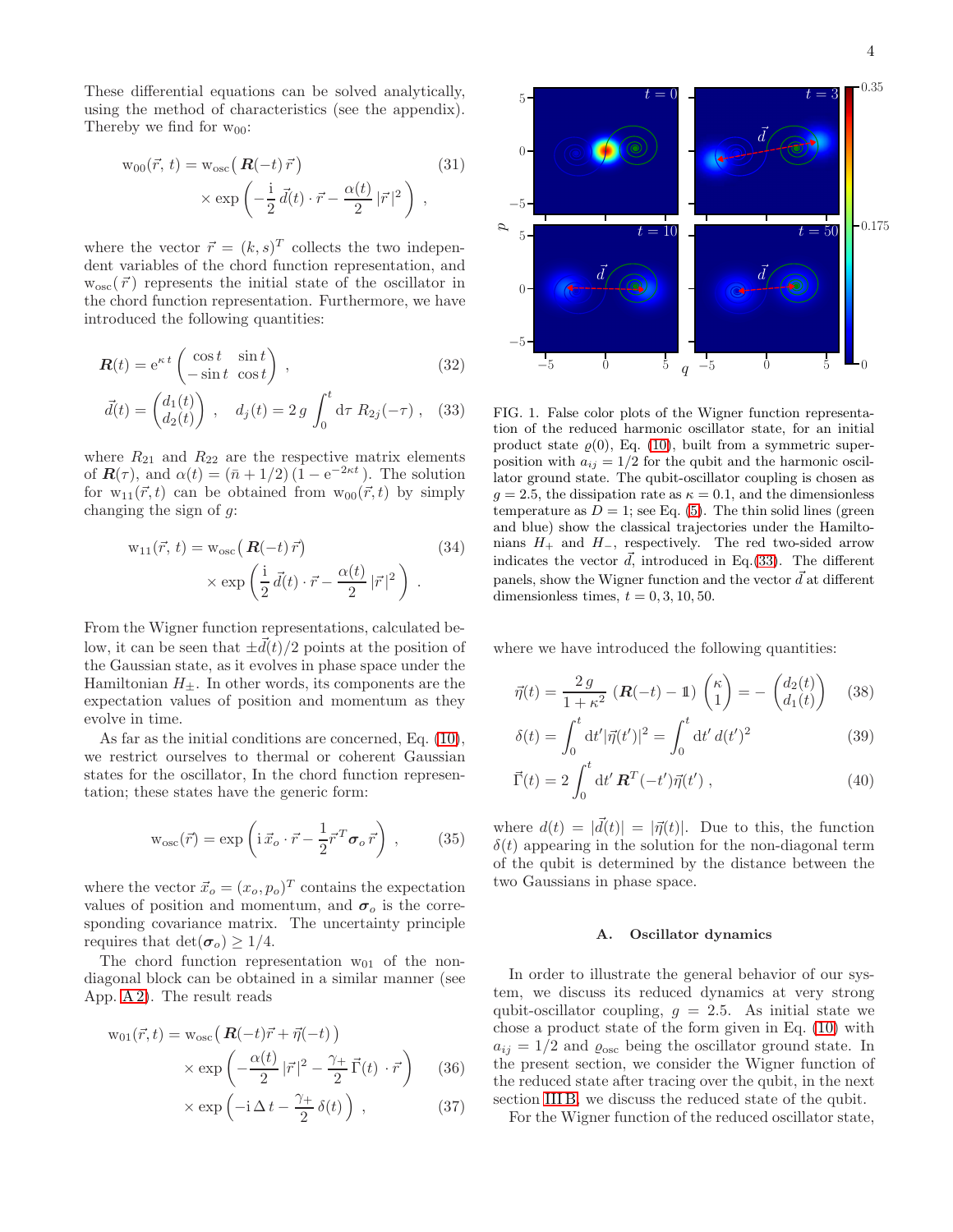These differential equations can be solved analytically, using the method of characteristics (see the appendix). Thereby we find for $\mathrm{w}_{00}$:

$$
\mathrm{w}_{00}(\vec{r},\, t) = \mathrm{w}_{\rm osc}\big(\, \boldsymbol{R}(-t)\,\vec{r}\,\big) \times \exp\left( -\frac{\mathrm{i}}{2}\,\vec{d}(t)\cdot\vec{r} - \frac{\alpha(t)}{2}\,|\vec{r}\,|^2 \right) \,, \tag{31}
$$

where the vector $\vec{r} = (k, s)^T$ collects the two independent variables of the chord function representation, and $\mathrm{w}_{\rm osc}(\vec{r}\,)$ represents the initial state of the oscillator in the chord function representation. Furthermore, we have introduced the following quantities:

$$
\boldsymbol{R}(t) = \mathrm{e}^{\kappa\, t} \begin{pmatrix} \cos t & \sin t \\ -\sin t & \cos t \end{pmatrix} \,, \tag{32}
$$

$$
\vec{d}(t) = \begin{pmatrix} d_1(t) \\ d_2(t) \end{pmatrix} \,, \quad d_j(t) = 2\,g \int_0^t \mathrm{d}\tau\; R_{2j}(-\tau) \,, \tag{33}
$$

where $R_{21}$ and $R_{22}$ are the respective matrix elements of $\boldsymbol{R}(\tau)$, and $\alpha(t) = (\bar{n}+1/2)\,(1-\mathrm{e}^{-2\kappa t})$. The solution for $\mathrm{w}_{11}(\vec{r}, t)$ can be obtained from $\mathrm{w}_{00}(\vec{r}, t)$ by simply changing the sign of $g$:

$$
\mathrm{w}_{11}(\vec{r},\, t) = \mathrm{w}_{\rm osc}\big(\, \boldsymbol{R}(-t)\,\vec{r}\,\big) \times \exp\left( \frac{\mathrm{i}}{2}\,\vec{d}(t)\cdot\vec{r} - \frac{\alpha(t)}{2}\,|\vec{r}\,|^2 \right) \,. \tag{34}
$$

From the Wigner function representations, calculated below, it can be seen that $\pm\vec{d}(t)/2$ points at the position of the Gaussian state, as it evolves in phase space under the Hamiltonian $H_\pm$. In other words, its components are the expectation values of position and momentum as they evolve in time.

As far as the initial conditions are concerned, Eq. (10), we restrict ourselves to thermal or coherent Gaussian states for the oscillator, In the chord function representation; these states have the generic form:

$$
\mathrm{w}_{\rm osc}(\vec{r}) = \exp\left( \mathrm{i}\,\vec{x}_o\cdot\vec{r} - \frac{1}{2}\vec{r}^{\,T}\boldsymbol{\sigma}_o\,\vec{r} \right) \,, \tag{35}
$$

where the vector $\vec{x}_o = (x_o, p_o)^T$ contains the expectation values of position and momentum, and $\boldsymbol{\sigma}_o$ is the corresponding covariance matrix. The uncertainty principle requires that $\det(\boldsymbol{\sigma}_o) \geq 1/4$.

The chord function representation $\mathrm{w}_{01}$ of the non-diagonal block can be obtained in a similar manner (see App. A 2). The result reads

$$
\mathrm{w}_{01}(\vec{r}, t) = \mathrm{w}_{\rm osc}\big(\, \boldsymbol{R}(-t)\vec{r} + \vec{\eta}(-t)\,\big) \times \exp\left( -\frac{\alpha(t)}{2}\,|\vec{r}\,|^2 - \frac{\gamma_+}{2}\,\vec{\Gamma}(t)\,\cdot\vec{r} \right) \tag{36}
$$

$$
\times \exp\left( -\mathrm{i}\,\Delta\, t - \frac{\gamma_+}{2}\,\delta(t) \right) \,, \tag{37}
$$

FIG. 1. False color plots of the Wigner function representation of the reduced harmonic oscillator state, for an initial product state $\varrho(0)$, Eq. (10), built from a symmetric superposition with $a_{ij} = 1/2$ for the qubit and the harmonic oscillator ground state. The qubit-oscillator coupling is chosen as $g = 2.5$, the dissipation rate as $\kappa = 0.1$, and the dimensionless temperature as $D = 1$; see Eq. (5). The thin solid lines (green and blue) show the classical trajectories under the Hamiltonians $H_+$ and $H_-$, respectively. The red two-sided arrow indicates the vector $\vec{d}$, introduced in Eq.(33). The different panels, show the Wigner function and the vector $\vec{d}$ at different dimensionless times, $t = 0, 3, 10, 50$.

where we have introduced the following quantities:

$$
\vec{\eta}(t) = \frac{2\,g}{1+\kappa^2}\,\big(\boldsymbol{R}(-t) - \mathbb{1}\big)\begin{pmatrix}\kappa \\ 1\end{pmatrix} = -\begin{pmatrix} d_2(t) \\ d_1(t) \end{pmatrix} \tag{38}
$$

$$
\delta(t) = \int_0^t \mathrm{d}t'\,|\vec{\eta}(t')|^2 = \int_0^t \mathrm{d}t'\; d(t')^2 \tag{39}
$$

$$
\vec{\Gamma}(t) = 2\int_0^t \mathrm{d}t'\; \boldsymbol{R}^T(-t')\vec{\eta}(t') \,, \tag{40}
$$

where $d(t) = |\vec{d}(t)| = |\vec{\eta}(t)|$. Due to this, the function $\delta(t)$ appearing in the solution for the non-diagonal term of the qubit is determined by the distance between the two Gaussians in phase space.

### A. Oscillator dynamics

In order to illustrate the general behavior of our system, we discuss its reduced dynamics at very strong qubit-oscillator coupling, $g = 2.5$. As initial state we chose a product state of the form given in Eq. (10) with $a_{ij} = 1/2$ and $\varrho_{\rm osc}$ being the oscillator ground state. In the present section, we consider the Wigner function of the reduced state after tracing over the qubit, in the next section III B, we discuss the reduced state of the qubit.

For the Wigner function of the reduced oscillator state,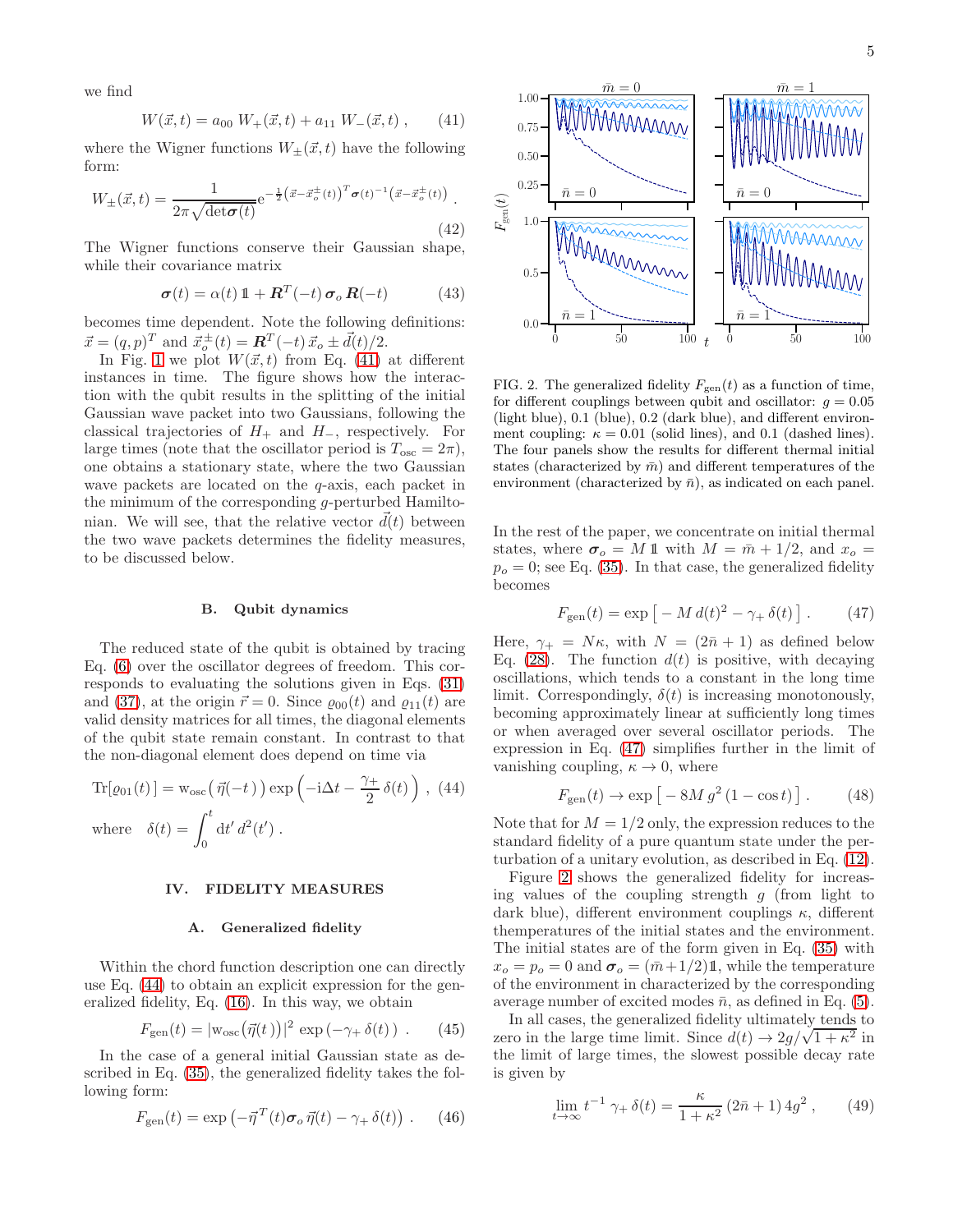we find

$$W(\vec{x},t) = a_{00}\, W_+(\vec{x},t) + a_{11}\, W_-(\vec{x},t)\,, \qquad (41)$$

where the Wigner functions $W_\pm(\vec{x},t)$ have the following form:

$$W_\pm(\vec{x},t) = \frac{1}{2\pi\sqrt{\det\boldsymbol{\sigma}(t)}} \mathrm{e}^{-\frac{1}{2}\left(\vec{x}-\vec{x}_o^{\pm}(t)\right)^T \boldsymbol{\sigma}(t)^{-1}\left(\vec{x}-\vec{x}_o^{\pm}(t)\right)}\,. \qquad (42)$$

The Wigner functions conserve their Gaussian shape, while their covariance matrix

$$\boldsymbol{\sigma}(t) = \alpha(t)\,\mathbb{1} + \boldsymbol{R}^T(-t)\,\boldsymbol{\sigma}_o\,\boldsymbol{R}(-t) \qquad (43)$$

becomes time dependent. Note the following definitions: $\vec{x} = (q,p)^T$ and $\vec{x}_o^{\pm}(t) = \boldsymbol{R}^T(-t)\,\vec{x}_o \pm \vec{d}(t)/2$.

In Fig. 1 we plot $W(\vec{x},t)$ from Eq. (41) at different instances in time. The figure shows how the interaction with the qubit results in the splitting of the initial Gaussian wave packet into two Gaussians, following the classical trajectories of $H_+$ and $H_-$, respectively. For large times (note that the oscillator period is $T_{\rm osc} = 2\pi$), one obtains a stationary state, where the two Gaussian wave packets are located on the $q$-axis, each packet in the minimum of the corresponding $g$-perturbed Hamiltonian. We will see, that the relative vector $\vec{d}(t)$ between the two wave packets determines the fidelity measures, to be discussed below.

### B. Qubit dynamics

The reduced state of the qubit is obtained by tracing Eq. (6) over the oscillator degrees of freedom. This corresponds to evaluating the solutions given in Eqs. (31) and (37), at the origin $\vec{r} = 0$. Since $\varrho_{00}(t)$ and $\varrho_{11}(t)$ are valid density matrices for all times, the diagonal elements of the qubit state remain constant. In contrast to that the non-diagonal element does depend on time via

$$\mathrm{Tr}[\varrho_{01}(t)\,] = \mathrm{w}_{\rm osc}\big(\vec{\eta}(-t)\big)\,\exp\Big(-\mathrm{i}\Delta t - \frac{\gamma_+}{2}\,\delta(t)\Big)\,, \qquad (44)$$

$$\text{where} \quad \delta(t) = \int_0^t \mathrm{d}t'\, d^2(t')\,.$$

## IV. FIDELITY MEASURES

### A. Generalized fidelity

Within the chord function description one can directly use Eq. (44) to obtain an explicit expression for the generalized fidelity, Eq. (16). In this way, we obtain

$$F_{\rm gen}(t) = |\mathrm{w}_{\rm osc}\big(\vec{\eta}(t)\big)|^2\,\exp\left(-\gamma_+\,\delta(t)\right)\,. \qquad (45)$$

In the case of a general initial Gaussian state as described in Eq. (35), the generalized fidelity takes the following form:

$$F_{\rm gen}(t) = \exp\left(-\vec{\eta}^{\,T}(t)\boldsymbol{\sigma}_o\,\vec{\eta}(t) - \gamma_+\,\delta(t)\right)\,. \qquad (46)$$

FIG. 2. The generalized fidelity $F_{\rm gen}(t)$ as a function of time, for different couplings between qubit and oscillator: $g = 0.05$ (light blue), 0.1 (blue), 0.2 (dark blue), and different environment coupling: $\kappa = 0.01$ (solid lines), and 0.1 (dashed lines). The four panels show the results for different thermal initial states (characterized by $\bar{m}$) and different temperatures of the environment (characterized by $\bar{n}$), as indicated on each panel.

In the rest of the paper, we concentrate on initial thermal states, where $\boldsymbol{\sigma}_o = M\,\mathbb{1}$ with $M = \bar{m} + 1/2$, and $x_o = p_o = 0$; see Eq. (35). In that case, the generalized fidelity becomes

$$F_{\rm gen}(t) = \exp\left[\,-M\,d(t)^2 - \gamma_+\,\delta(t)\,\right]\,. \qquad (47)$$

Here, $\gamma_+ = N\kappa$, with $N = (2\bar{n}+1)$ as defined below Eq. (28). The function $d(t)$ is positive, with decaying oscillations, which tends to a constant in the long time limit. Correspondingly, $\delta(t)$ is increasing monotonously, becoming approximately linear at sufficiently long times or when averaged over several oscillator periods. The expression in Eq. (47) simplifies further in the limit of vanishing coupling, $\kappa \to 0$, where

$$F_{\rm gen}(t) \to \exp\left[\,-8M\,g^2\,(1-\cos t)\,\right]\,. \qquad (48)$$

Note that for $M = 1/2$ only, the expression reduces to the standard fidelity of a pure quantum state under the perturbation of a unitary evolution, as described in Eq. (12).

Figure 2 shows the generalized fidelity for increasing values of the coupling strength $g$ (from light to dark blue), different environment couplings $\kappa$, different themperatures of the initial states and the environment. The initial states are of the form given in Eq. (35) with $x_o = p_o = 0$ and $\boldsymbol{\sigma}_o = (\bar{m}+1/2)\mathbb{1}$, while the temperature of the environment in characterized by the corresponding average number of excited modes $\bar{n}$, as defined in Eq. (5).

In all cases, the generalized fidelity ultimately tends to zero in the large time limit. Since $d(t) \to 2g/\sqrt{1+\kappa^2}$ in the limit of large times, the slowest possible decay rate is given by

$$\lim_{t\to\infty} t^{-1}\,\gamma_+\,\delta(t) = \frac{\kappa}{1+\kappa^2}\,(2\bar{n}+1)\,4g^2\,, \qquad (49)$$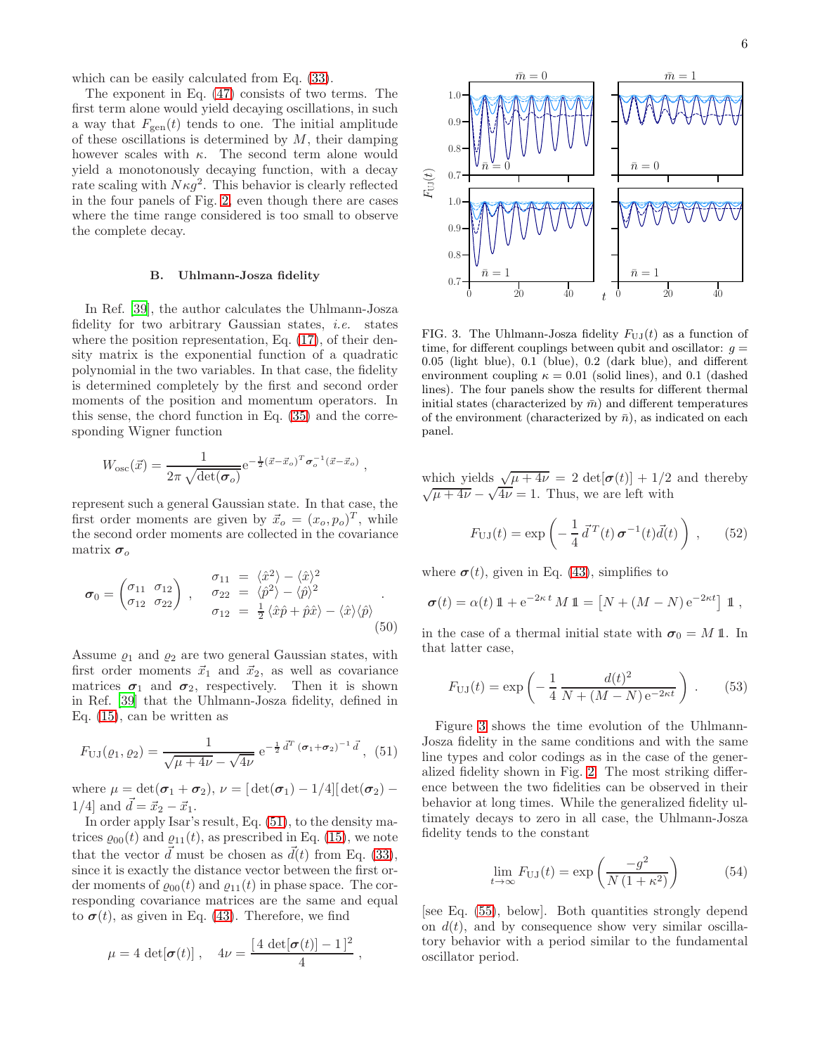which can be easily calculated from Eq. (33).

The exponent in Eq. (47) consists of two terms. The first term alone would yield decaying oscillations, in such a way that $F_{\rm gen}(t)$ tends to one. The initial amplitude of these oscillations is determined by $M$, their damping however scales with $\kappa$. The second term alone would yield a monotonously decaying function, with a decay rate scaling with $N\kappa g^2$. This behavior is clearly reflected in the four panels of Fig. 2, even though there are cases where the time range considered is too small to observe the complete decay.

### B. Uhlmann-Josza fidelity

In Ref. [39], the author calculates the Uhlmann-Josza fidelity for two arbitrary Gaussian states, *i.e.* states where the position representation, Eq. (17), of their density matrix is the exponential function of a quadratic polynomial in the two variables. In that case, the fidelity is determined completely by the first and second order moments of the position and momentum operators. In this sense, the chord function in Eq. (35) and the corresponding Wigner function

$$W_{\rm osc}(\vec{x}) = \frac{1}{2\pi\,\sqrt{\det(\boldsymbol{\sigma}_o)}}\,{\rm e}^{-\frac{1}{2}(\vec{x}-\vec{x}_o)^T\boldsymbol{\sigma}_o^{-1}(\vec{x}-\vec{x}_o)}\;,$$

represent such a general Gaussian state. In that case, the first order moments are given by $\vec{x}_o = (x_o,p_o)^T$, while the second order moments are collected in the covariance matrix $\boldsymbol{\sigma}_o$

$$\boldsymbol{\sigma}_0 = \begin{pmatrix}\sigma_{11} & \sigma_{12}\\ \sigma_{12} & \sigma_{22}\end{pmatrix}\;,\quad \begin{array}{rcl}\sigma_{11} &=& \langle\hat{x}^2\rangle - \langle\hat{x}\rangle^2\\ \sigma_{22} &=& \langle\hat{p}^2\rangle - \langle\hat{p}\rangle^2\\ \sigma_{12} &=& \frac{1}{2}\,\langle\hat{x}\hat{p}+\hat{p}\hat{x}\rangle - \langle\hat{x}\rangle\langle\hat{p}\rangle\end{array}\;. \tag{50}$$

Assume $\varrho_1$ and $\varrho_2$ are two general Gaussian states, with first order moments $\vec{x}_1$ and $\vec{x}_2$, as well as covariance matrices $\boldsymbol{\sigma}_1$ and $\boldsymbol{\sigma}_2$, respectively. Then it is shown in Ref. [39] that the Uhlmann-Josza fidelity, defined in Eq. (15), can be written as

$$F_{\rm UJ}(\varrho_1,\varrho_2) = \frac{1}{\sqrt{\mu+4\nu}-\sqrt{4\nu}}\;{\rm e}^{-\frac{1}{2}\,\vec{d}^T\,(\boldsymbol{\sigma}_1+\boldsymbol{\sigma}_2)^{-1}\,\vec{d}}\;, \tag{51}$$

where $\mu = \det(\boldsymbol{\sigma}_1+\boldsymbol{\sigma}_2)$, $\nu = [\,\det(\boldsymbol{\sigma}_1) - 1/4][\,\det(\boldsymbol{\sigma}_2) - 1/4]$ and $\vec{d} = \vec{x}_2 - \vec{x}_1$.

In order apply Isar's result, Eq. (51), to the density matrices $\varrho_{00}(t)$ and $\varrho_{11}(t)$, as prescribed in Eq. (15), we note that the vector $\vec{d}$ must be chosen as $\vec{d}(t)$ from Eq. (33), since it is exactly the distance vector between the first order moments of $\varrho_{00}(t)$ and $\varrho_{11}(t)$ in phase space. The corresponding covariance matrices are the same and equal to $\boldsymbol{\sigma}(t)$, as given in Eq. (43). Therefore, we find

$$\mu = 4\,\det[\boldsymbol{\sigma}(t)]\;,\quad 4\nu = \frac{[\,4\,\det[\boldsymbol{\sigma}(t)] - 1\,]^2}{4}\;,$$

which yields $\sqrt{\mu+4\nu} = 2\,\det[\boldsymbol{\sigma}(t)] + 1/2$ and thereby $\sqrt{\mu+4\nu} - \sqrt{4\nu} = 1$. Thus, we are left with

$$F_{\rm UJ}(t) = \exp\left(-\,\frac{1}{4}\,\vec{d}^{\,T}(t)\,\boldsymbol{\sigma}^{-1}(t)\vec{d}(t)\right)\;, \tag{52}$$

where $\boldsymbol{\sigma}(t)$, given in Eq. (43), simplifies to

$$\boldsymbol{\sigma}(t) = \alpha(t)\,\mathbb{1} + {\rm e}^{-2\kappa\,t}\,M\,\mathbb{1} = \left[N + (M-N)\,{\rm e}^{-2\kappa t}\right]\,\mathbb{1}\;,$$

in the case of a thermal initial state with $\boldsymbol{\sigma}_0 = M\,\mathbb{1}$. In that latter case,

$$F_{\rm UJ}(t) = \exp\left(-\,\frac{1}{4}\,\frac{d(t)^2}{N + (M-N)\,{\rm e}^{-2\kappa t}}\right)\;. \tag{53}$$

FIG. 3. The Uhlmann-Josza fidelity $F_{\rm UJ}(t)$ as a function of time, for different couplings between qubit and oscillator: $g = 0.05$ (light blue), 0.1 (blue), 0.2 (dark blue), and different environment coupling $\kappa = 0.01$ (solid lines), and 0.1 (dashed lines). The four panels show the results for different thermal initial states (characterized by $\bar{m}$) and different temperatures of the environment (characterized by $\bar{n}$), as indicated on each panel.

Figure 3 shows the time evolution of the Uhlmann-Josza fidelity in the same conditions and with the same line types and color codings as in the case of the generalized fidelity shown in Fig. 2. The most striking difference between the two fidelities can be observed in their behavior at long times. While the generalized fidelity ultimately decays to zero in all case, the Uhlmann-Josza fidelity tends to the constant

$$\lim_{t\to\infty} F_{\rm UJ}(t) = \exp\left(\frac{-g^2}{N\,(1+\kappa^2)}\right) \tag{54}$$

[see Eq. (55), below]. Both quantities strongly depend on $d(t)$, and by consequence show very similar oscillatory behavior with a period similar to the fundamental oscillator period.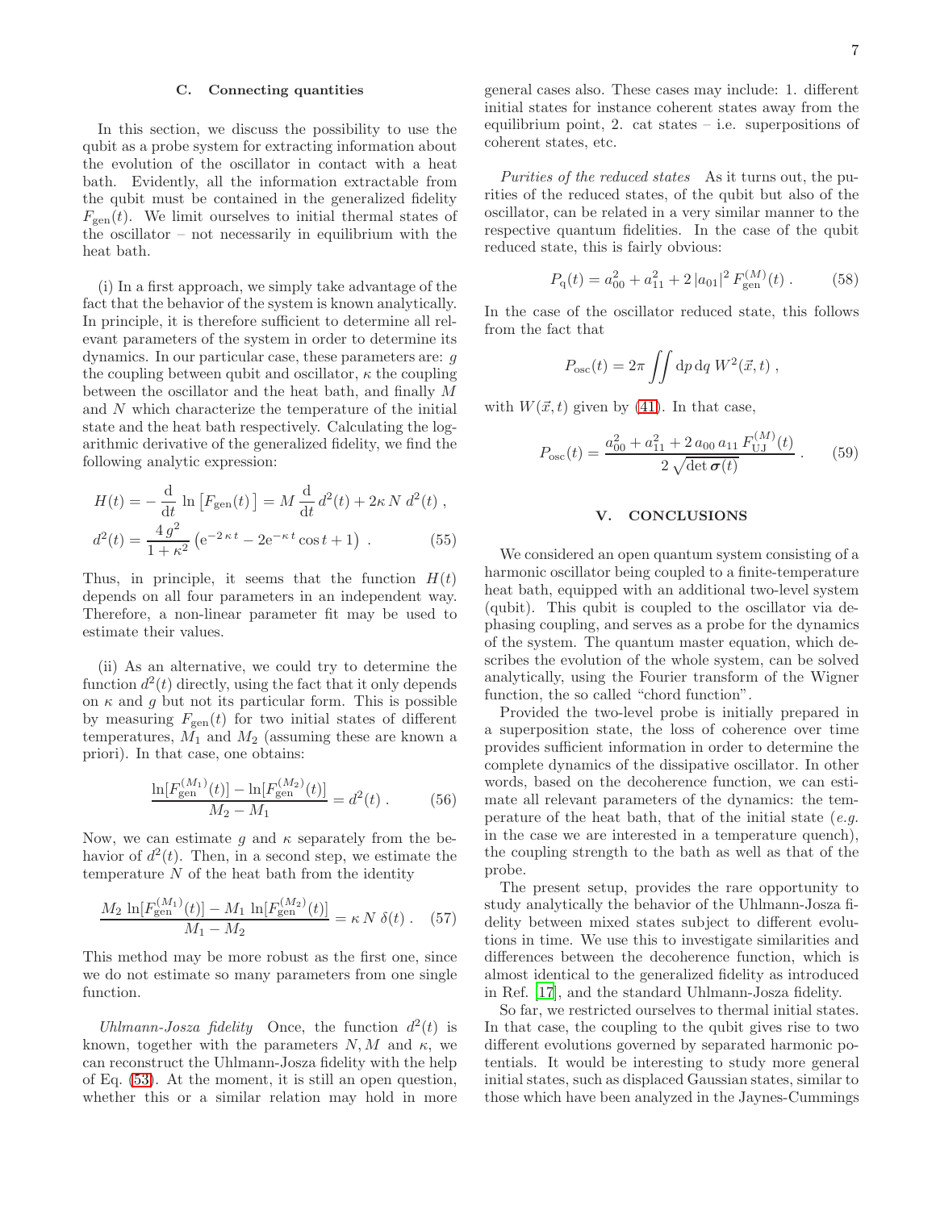### C. Connecting quantities

In this section, we discuss the possibility to use the qubit as a probe system for extracting information about the evolution of the oscillator in contact with a heat bath. Evidently, all the information extractable from the qubit must be contained in the generalized fidelity $F_{\rm gen}(t)$. We limit ourselves to initial thermal states of the oscillator – not necessarily in equilibrium with the heat bath.

(i) In a first approach, we simply take advantage of the fact that the behavior of the system is known analytically. In principle, it is therefore sufficient to determine all relevant parameters of the system in order to determine its dynamics. In our particular case, these parameters are: $g$ the coupling between qubit and oscillator, $\kappa$ the coupling between the oscillator and the heat bath, and finally $M$ and $N$ which characterize the temperature of the initial state and the heat bath respectively. Calculating the logarithmic derivative of the generalized fidelity, we find the following analytic expression:

$$
\begin{aligned}
H(t) &= -\frac{\mathrm{d}}{\mathrm{d}t}\,\ln\big[F_{\rm gen}(t)\big] = M\,\frac{\mathrm{d}}{\mathrm{d}t}\,d^2(t) + 2\kappa\,N\,d^2(t)\;,\\
d^2(t) &= \frac{4\,g^2}{1+\kappa^2}\left(\mathrm{e}^{-2\,\kappa\,t} - 2\mathrm{e}^{-\kappa\,t}\cos t + 1\right)\;. \qquad (55)
\end{aligned}
$$

Thus, in principle, it seems that the function $H(t)$ depends on all four parameters in an independent way. Therefore, a non-linear parameter fit may be used to estimate their values.

(ii) As an alternative, we could try to determine the function $d^2(t)$ directly, using the fact that it only depends on $\kappa$ and $g$ but not its particular form. This is possible by measuring $F_{\rm gen}(t)$ for two initial states of different temperatures, $M_1$ and $M_2$ (assuming these are known a priori). In that case, one obtains:

$$
\frac{\ln[F_{\rm gen}^{(M_1)}(t)] - \ln[F_{\rm gen}^{(M_2)}(t)]}{M_2 - M_1} = d^2(t)\;. \qquad (56)
$$

Now, we can estimate $g$ and $\kappa$ separately from the behavior of $d^2(t)$. Then, in a second step, we estimate the temperature $N$ of the heat bath from the identity

$$
\frac{M_2\,\ln[F_{\rm gen}^{(M_1)}(t)] - M_1\,\ln[F_{\rm gen}^{(M_2)}(t)]}{M_1 - M_2} = \kappa\,N\,\delta(t)\;. \qquad (57)
$$

This method may be more robust as the first one, since we do not estimate so many parameters from one single function.

*Uhlmann-Josza fidelity* Once, the function $d^2(t)$ is known, together with the parameters $N, M$ and $\kappa$, we can reconstruct the Uhlmann-Josza fidelity with the help of Eq. (53). At the moment, it is still an open question, whether this or a similar relation may hold in more general cases also. These cases may include: 1. different initial states for instance coherent states away from the equilibrium point, 2. cat states – i.e. superpositions of coherent states, etc.

*Purities of the reduced states* As it turns out, the purities of the reduced states, of the qubit but also of the oscillator, can be related in a very similar manner to the respective quantum fidelities. In the case of the qubit reduced state, this is fairly obvious:

$$
P_{\rm q}(t) = a_{00}^2 + a_{11}^2 + 2\,|a_{01}|^2\,F_{\rm gen}^{(M)}(t)\;. \qquad (58)
$$

In the case of the oscillator reduced state, this follows from the fact that

$$
P_{\rm osc}(t) = 2\pi \iint \mathrm{d}p\,\mathrm{d}q\;W^2(\vec{x},t)\;,
$$

with $W(\vec{x},t)$ given by (41). In that case,

$$
P_{\rm osc}(t) = \frac{a_{00}^2 + a_{11}^2 + 2\,a_{00}\,a_{11}\,F_{\rm UJ}^{(M)}(t)}{2\,\sqrt{\det\boldsymbol{\sigma}(t)}}\;. \qquad (59)
$$

## V. CONCLUSIONS

We considered an open quantum system consisting of a harmonic oscillator being coupled to a finite-temperature heat bath, equipped with an additional two-level system (qubit). This qubit is coupled to the oscillator via dephasing coupling, and serves as a probe for the dynamics of the system. The quantum master equation, which describes the evolution of the whole system, can be solved analytically, using the Fourier transform of the Wigner function, the so called "chord function".

Provided the two-level probe is initially prepared in a superposition state, the loss of coherence over time provides sufficient information in order to determine the complete dynamics of the dissipative oscillator. In other words, based on the decoherence function, we can estimate all relevant parameters of the dynamics: the temperature of the heat bath, that of the initial state (*e.g.* in the case we are interested in a temperature quench), the coupling strength to the bath as well as that of the probe.

The present setup, provides the rare opportunity to study analytically the behavior of the Uhlmann-Josza fidelity between mixed states subject to different evolutions in time. We use this to investigate similarities and differences between the decoherence function, which is almost identical to the generalized fidelity as introduced in Ref. [17], and the standard Uhlmann-Josza fidelity.

So far, we restricted ourselves to thermal initial states. In that case, the coupling to the qubit gives rise to two different evolutions governed by separated harmonic potentials. It would be interesting to study more general initial states, such as displaced Gaussian states, similar to those which have been analyzed in the Jaynes-Cummings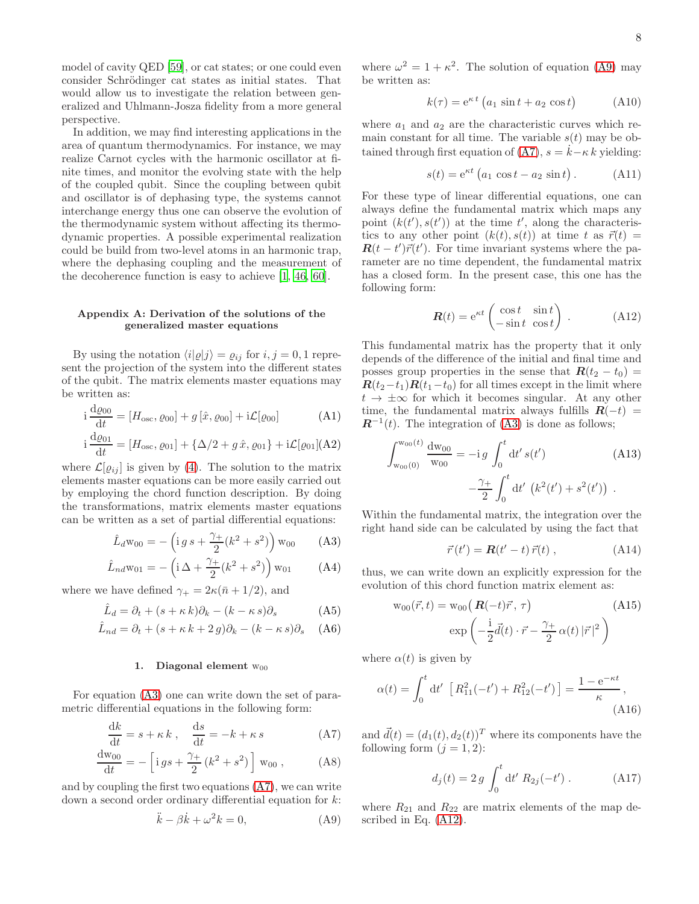model of cavity QED [59], or cat states; or one could even consider Schrödinger cat states as initial states. That would allow us to investigate the relation between generalized and Uhlmann-Josza fidelity from a more general perspective.

In addition, we may find interesting applications in the area of quantum thermodynamics. For instance, we may realize Carnot cycles with the harmonic oscillator at finite times, and monitor the evolving state with the help of the coupled qubit. Since the coupling between qubit and oscillator is of dephasing type, the systems cannot interchange energy thus one can observe the evolution of the thermodynamic system without affecting its thermodynamic properties. A possible experimental realization could be build from two-level atoms in an harmonic trap, where the dephasing coupling and the measurement of the decoherence function is easy to achieve [1, 46, 60].

## Appendix A: Derivation of the solutions of the generalized master equations

By using the notation $\langle i|\varrho|j\rangle = \varrho_{ij}$ for $i,j = 0,1$ represent the projection of the system into the different states of the qubit. The matrix elements master equations may be written as:

$$\mathrm{i}\,\frac{\mathrm{d}\varrho_{00}}{\mathrm{d}t} = [H_{\rm osc}, \varrho_{00}] + g\,[\hat{x}, \varrho_{00}] + \mathrm{i}\mathcal{L}[\varrho_{00}] \tag{A1}$$

$$\mathrm{i}\,\frac{\mathrm{d}\varrho_{01}}{\mathrm{d}t} = [H_{\rm osc}, \varrho_{01}] + \{\Delta/2 + g\,\hat{x}, \varrho_{01}\} + \mathrm{i}\mathcal{L}[\varrho_{01}] \tag{A2}$$

where $\mathcal{L}[\varrho_{ij}]$ is given by (4). The solution to the matrix elements master equations can be more easily carried out by employing the chord function description. By doing the transformations, matrix elements master equations can be written as a set of partial differential equations:

$$\hat{L}_d \mathrm{w}_{00} = -\left(\mathrm{i}\,g\,s + \frac{\gamma_+}{2}(k^2+s^2)\right)\mathrm{w}_{00} \tag{A3}$$

$$\hat{L}_{nd} \mathrm{w}_{01} = -\left(\mathrm{i}\,\Delta + \frac{\gamma_+}{2}(k^2+s^2)\right)\mathrm{w}_{01} \tag{A4}$$

where we have defined $\gamma_+ = 2\kappa(\bar{n}+1/2)$, and

$$\hat{L}_d = \partial_t + (s+\kappa\,k)\partial_k - (k-\kappa\,s)\partial_s \tag{A5}$$

$$\hat{L}_{nd} = \partial_t + (s+\kappa\,k + 2\,g)\partial_k - (k-\kappa\,s)\partial_s \tag{A6}$$

### 1. Diagonal element $\mathrm{w}_{00}$

For equation (A3) one can write down the set of parametric differential equations in the following form:

$$\frac{\mathrm{d}k}{\mathrm{d}t} = s+\kappa\,k\,, \quad \frac{\mathrm{d}s}{\mathrm{d}t} = -k+\kappa\,s \tag{A7}$$

$$\frac{\mathrm{d}\mathrm{w}_{00}}{\mathrm{d}t} = -\left[\mathrm{i}\,gs + \frac{\gamma_+}{2}\left(k^2+s^2\right)\right]\mathrm{w}_{00}\,, \tag{A8}$$

and by coupling the first two equations (A7), we can write down a second order ordinary differential equation for $k$:

$$\ddot{k} - \beta\dot{k} + \omega^2 k = 0, \tag{A9}$$

where $\omega^2 = 1+\kappa^2$. The solution of equation (A9) may be written as:

$$k(\tau) = \mathrm{e}^{\kappa\,t}\left(a_1\,\sin t + a_2\,\cos t\right) \tag{A10}$$

where $a_1$ and $a_2$ are the characteristic curves which remain constant for all time. The variable $s(t)$ may be obtained through first equation of (A7), $s = \dot{k} - \kappa\,k$ yielding:

$$s(t) = \mathrm{e}^{\kappa t}\left(a_1\,\cos t - a_2\,\sin t\right). \tag{A11}$$

For these type of linear differential equations, one can always define the fundamental matrix which maps any point $(k(t'), s(t'))$ at the time $t'$, along the characteristics to any other point $(k(t), s(t))$ at time $t$ as $\vec{r}(t) = \boldsymbol{R}(t-t')\vec{r}(t')$. For time invariant systems where the parameter are no time dependent, the fundamental matrix has a closed form. In the present case, this one has the following form:

$$\boldsymbol{R}(t) = \mathrm{e}^{\kappa t}\begin{pmatrix} \cos t & \sin t \\ -\sin t & \cos t \end{pmatrix}. \tag{A12}$$

This fundamental matrix has the property that it only depends of the difference of the initial and final time and posses group properties in the sense that $\boldsymbol{R}(t_2-t_0) = \boldsymbol{R}(t_2-t_1)\boldsymbol{R}(t_1-t_0)$ for all times except in the limit where $t\to\pm\infty$ for which it becomes singular. At any other time, the fundamental matrix always fulfills $\boldsymbol{R}(-t) = \boldsymbol{R}^{-1}(t)$. The integration of (A3) is done as follows;

$$\int_{\mathrm{w}_{00}(0)}^{\mathrm{w}_{00}(t)} \frac{\mathrm{d}\mathrm{w}_{00}}{\mathrm{w}_{00}} = -\mathrm{i}\,g\int_0^t \mathrm{d}t'\,s(t') - \frac{\gamma_+}{2}\int_0^t \mathrm{d}t'\,\left(k^2(t') + s^2(t')\right). \tag{A13}$$

Within the fundamental matrix, the integration over the right hand side can be calculated by using the fact that

$$\vec{r}\,(t') = \boldsymbol{R}(t'-t)\,\vec{r}(t)\,, \tag{A14}$$

thus, we can write down an explicitly expression for the evolution of this chord function matrix element as:

$$\mathrm{w}_{00}(\vec{r}, t) = \mathrm{w}_{00}\big(\boldsymbol{R}(-t)\vec{r},\,\tau\big)\,\exp\left(-\frac{\mathrm{i}}{2}\vec{d}(t)\cdot\vec{r} - \frac{\gamma_+}{2}\,\alpha(t)\,|\vec{r}\,|^2\right) \tag{A15}$$

where $\alpha(t)$ is given by

$$\alpha(t) = \int_0^t \mathrm{d}t'\,\left[R_{11}^2(-t') + R_{12}^2(-t')\right] = \frac{1-\mathrm{e}^{-\kappa t}}{\kappa}\,, \tag{A16}$$

and $\vec{d}(t) = (d_1(t), d_2(t))^T$ where its components have the following form ($j = 1,2$):

$$d_j(t) = 2\,g\int_0^t \mathrm{d}t'\,R_{2j}(-t')\,. \tag{A17}$$

where $R_{21}$ and $R_{22}$ are matrix elements of the map described in Eq. (A12).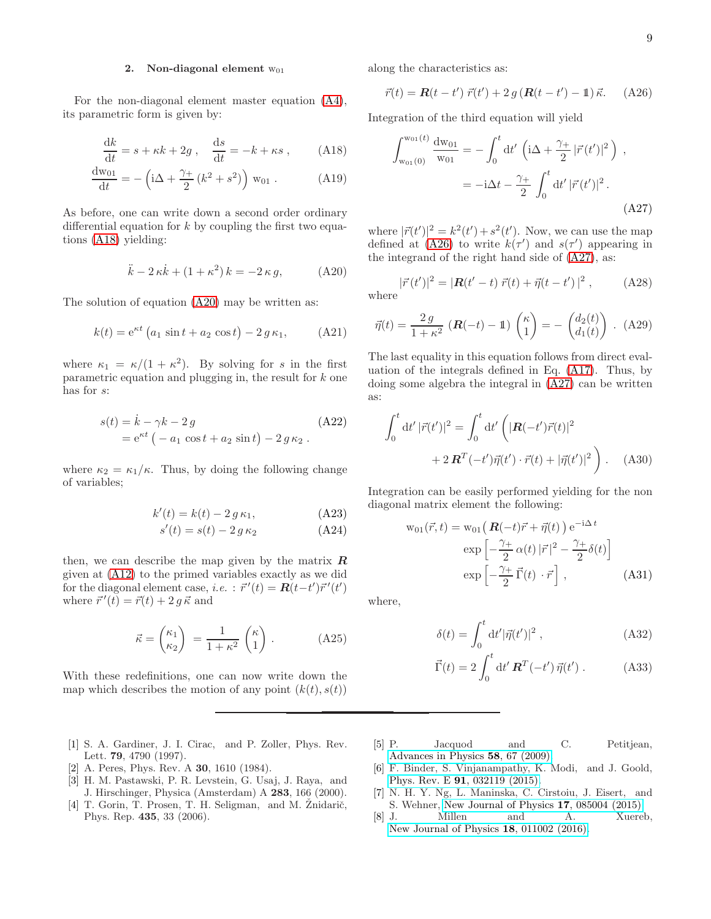### 2. Non-diagonal element $\mathrm{w}_{01}$

For the non-diagonal element master equation (A4), its parametric form is given by:

$$\frac{\mathrm{d}k}{\mathrm{d}t} = s + \kappa k + 2g\,, \quad \frac{\mathrm{d}s}{\mathrm{d}t} = -k + \kappa s\,, \tag{A18}$$

$$\frac{\mathrm{d}\mathrm{w}_{01}}{\mathrm{d}t} = -\left(\mathrm{i}\Delta + \frac{\gamma_+}{2}\,(k^2+s^2)\right)\,\mathrm{w}_{01}\,. \tag{A19}$$

As before, one can write down a second order ordinary differential equation for $k$ by coupling the first two equations (A18) yielding:

$$\ddot{k} - 2\,\kappa\dot{k} + (1+\kappa^2)\,k = -2\,\kappa\,g, \tag{A20}$$

The solution of equation (A20) may be written as:

$$k(t) = \mathrm{e}^{\kappa t}\left(a_1\,\sin t + a_2\,\cos t\right) - 2\,g\,\kappa_1, \tag{A21}$$

where $\kappa_1 = \kappa/(1+\kappa^2)$. By solving for $s$ in the first parametric equation and plugging in, the result for $k$ one has for $s$:

$$\begin{aligned} s(t) &= \dot{k} - \gamma k - 2\,g \\ &= \mathrm{e}^{\kappa t}\left(-a_1\,\cos t + a_2\,\sin t\right) - 2\,g\,\kappa_2\,. \end{aligned} \tag{A22}$$

where $\kappa_2 = \kappa_1/\kappa$. Thus, by doing the following change of variables;

$$k'(t) = k(t) - 2\,g\,\kappa_1, \tag{A23}$$

$$s'(t) = s(t) - 2\,g\,\kappa_2 \tag{A24}$$

then, we can describe the map given by the matrix $\boldsymbol{R}$ given at (A12) to the primed variables exactly as we did for the diagonal element case, *i.e.* : $\vec{r}\,'(t) = \boldsymbol{R}(t-t')\vec{r}\,'(t')$ where $\vec{r}\,'(t) = \vec{r}(t) + 2\,g\,\vec{\kappa}$ and

$$\vec{\kappa} = \begin{pmatrix}\kappa_1\\ \kappa_2\end{pmatrix} = \frac{1}{1+\kappa^2}\begin{pmatrix}\kappa\\ 1\end{pmatrix}\,. \tag{A25}$$

With these redefinitions, one can now write down the map which describes the motion of any point $(k(t), s(t))$ along the characteristics as:

$$\vec{r}(t) = \boldsymbol{R}(t-t')\,\vec{r}(t') + 2\,g\,(\boldsymbol{R}(t-t') - \mathbb{1})\,\vec{\kappa}. \tag{A26}$$

Integration of the third equation will yield

$$\begin{aligned} \int_{\mathrm{w}_{01}(0)}^{\mathrm{w}_{01}(t)} \frac{\mathrm{d}\mathrm{w}_{01}}{\mathrm{w}_{01}} &= -\int_0^t \mathrm{d}t'\,\left(\mathrm{i}\Delta + \frac{\gamma_+}{2}\,|\vec{r}\,(t')|^2\right)\,, \\ &= -\mathrm{i}\Delta t - \frac{\gamma_+}{2}\int_0^t \mathrm{d}t'\,|\vec{r}\,(t')|^2\,. \end{aligned} \tag{A27}$$

where $|\vec{r}(t')|^2 = k^2(t') + s^2(t')$. Now, we can use the map defined at (A26) to write $k(\tau')$ and $s(\tau')$ appearing in the integrand of the right hand side of (A27), as:

$$|\vec{r}\,(t')|^2 = |\boldsymbol{R}(t'-t)\,\vec{r}(t) + \vec{\eta}(t-t')\,|^2\,, \tag{A28}$$

where

$$\vec{\eta}(t) = \frac{2\,g}{1+\kappa^2}\,(\boldsymbol{R}(-t) - \mathbb{1})\begin{pmatrix}\kappa\\ 1\end{pmatrix} = -\begin{pmatrix}d_2(t)\\ d_1(t)\end{pmatrix}\,. \tag{A29}$$

The last equality in this equation follows from direct evaluation of the integrals defined in Eq. (A17). Thus, by doing some algebra the integral in (A27) can be written as:

$$\begin{aligned} \int_0^t \mathrm{d}t'\,|\vec{r}(t')|^2 = \int_0^t \mathrm{d}t'\,\Big(&|\boldsymbol{R}(-t')\vec{r}(t)|^2 \\ &+ 2\,\boldsymbol{R}^T(-t')\vec{\eta}(t')\cdot\vec{r}(t) + |\vec{\eta}(t')|^2\Big)\,. \end{aligned} \tag{A30}$$

Integration can be easily performed yielding for the non diagonal matrix element the following:

$$\begin{aligned} \mathrm{w}_{01}(\vec{r},t) = \mathrm{w}_{01}\big(\,&\boldsymbol{R}(-t)\vec{r} + \vec{\eta}(t)\,\big)\,\mathrm{e}^{-\mathrm{i}\Delta\,t} \\ &\exp\left[-\frac{\gamma_+}{2}\,\alpha(t)\,|\vec{r}\,|^2 - \frac{\gamma_+}{2}\delta(t)\right] \\ &\exp\left[-\frac{\gamma_+}{2}\,\vec{\Gamma}(t)\,\cdot\vec{r}\,\right]\,, \end{aligned} \tag{A31}$$

where,

$$\delta(t) = \int_0^t \mathrm{d}t'|\vec{\eta}(t')|^2\,, \tag{A32}$$

$$\vec{\Gamma}(t) = 2\int_0^t \mathrm{d}t'\,\boldsymbol{R}^T(-t')\,\vec{\eta}(t')\,. \tag{A33}$$

---

[1] S. A. Gardiner, J. I. Cirac, and P. Zoller, Phys. Rev. Lett. **79**, 4790 (1997).
[2] A. Peres, Phys. Rev. A **30**, 1610 (1984).
[3] H. M. Pastawski, P. R. Levstein, G. Usaj, J. Raya, and J. Hirschinger, Physica (Amsterdam) A **283**, 166 (2000).
[4] T. Gorin, T. Prosen, T. H. Seligman, and M. Žnidarič, Phys. Rep. **435**, 33 (2006).
[5] P. Jacquod and C. Petitjean, Advances in Physics **58**, 67 (2009).
[6] F. Binder, S. Vinjanampathy, K. Modi, and J. Goold, Phys. Rev. E **91**, 032119 (2015).
[7] N. H. Y. Ng, L. Maninska, C. Cirstoiu, J. Eisert, and S. Wehner, New Journal of Physics **17**, 085004 (2015).
[8] J. Millen and A. Xuereb, New Journal of Physics **18**, 011002 (2016).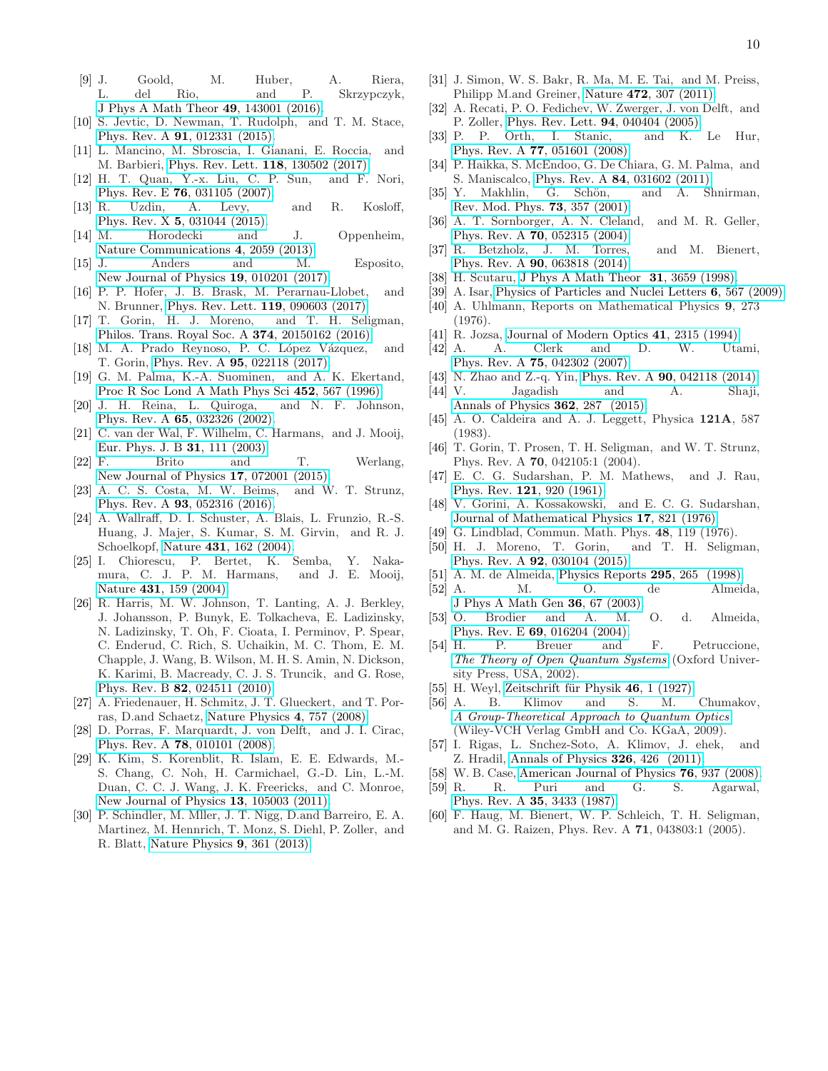[9] J. Goold, M. Huber, A. Riera, L. del Rio, and P. Skrzypczyk, J Phys A Math Theor **49**, 143001 (2016).

[10] S. Jevtic, D. Newman, T. Rudolph, and T. M. Stace, Phys. Rev. A **91**, 012331 (2015).

[11] L. Mancino, M. Sbroscia, I. Gianani, E. Roccia, and M. Barbieri, Phys. Rev. Lett. **118**, 130502 (2017).

[12] H. T. Quan, Y.-x. Liu, C. P. Sun, and F. Nori, Phys. Rev. E **76**, 031105 (2007).

[13] R. Uzdin, A. Levy, and R. Kosloff, Phys. Rev. X **5**, 031044 (2015).

[14] M. Horodecki and J. Oppenheim, Nature Communications **4**, 2059 (2013).

[15] J. Anders and M. Esposito, New Journal of Physics **19**, 010201 (2017).

[16] P. P. Hofer, J. B. Brask, M. Perarnau-Llobet, and N. Brunner, Phys. Rev. Lett. **119**, 090603 (2017).

[17] T. Gorin, H. J. Moreno, and T. H. Seligman, Philos. Trans. Royal Soc. A **374**, 20150162 (2016).

[18] M. A. Prado Reynoso, P. C. López Vázquez, and T. Gorin, Phys. Rev. A **95**, 022118 (2017).

[19] G. M. Palma, K.-A. Suominen, and A. K. Ekertand, Proc R Soc Lond A Math Phys Sci **452**, 567 (1996).

[20] J. H. Reina, L. Quiroga, and N. F. Johnson, Phys. Rev. A **65**, 032326 (2002).

[21] C. van der Wal, F. Wilhelm, C. Harmans, and J. Mooij, Eur. Phys. J. B **31**, 111 (2003).

[22] F. Brito and T. Werlang, New Journal of Physics **17**, 072001 (2015).

[23] A. C. S. Costa, M. W. Beims, and W. T. Strunz, Phys. Rev. A **93**, 052316 (2016).

[24] A. Wallraff, D. I. Schuster, A. Blais, L. Frunzio, R.-S. Huang, J. Majer, S. Kumar, S. M. Girvin, and R. J. Schoelkopf, Nature **431**, 162 (2004).

[25] I. Chiorescu, P. Bertet, K. Semba, Y. Nakamura, C. J. P. M. Harmans, and J. E. Mooij, Nature **431**, 159 (2004).

[26] R. Harris, M. W. Johnson, T. Lanting, A. J. Berkley, J. Johansson, P. Bunyk, E. Tolkacheva, E. Ladizinsky, N. Ladizinsky, T. Oh, F. Cioata, I. Perminov, P. Spear, C. Enderud, C. Rich, S. Uchaikin, M. C. Thom, E. M. Chapple, J. Wang, B. Wilson, M. H. S. Amin, N. Dickson, K. Karimi, B. Macready, C. J. S. Truncik, and G. Rose, Phys. Rev. B **82**, 024511 (2010).

[27] A. Friedenauer, H. Schmitz, J. T. Glueckert, and T. Porras, D.and Schaetz, Nature Physics **4**, 757 (2008).

[28] D. Porras, F. Marquardt, J. von Delft, and J. I. Cirac, Phys. Rev. A **78**, 010101 (2008).

[29] K. Kim, S. Korenblit, R. Islam, E. E. Edwards, M.-S. Chang, C. Noh, H. Carmichael, G.-D. Lin, L.-M. Duan, C. C. J. Wang, J. K. Freericks, and C. Monroe, New Journal of Physics **13**, 105003 (2011).

[30] P. Schindler, M. Mller, J. T. Nigg, D.and Barreiro, E. A. Martinez, M. Hennrich, T. Monz, S. Diehl, P. Zoller, and R. Blatt, Nature Physics **9**, 361 (2013).

[31] J. Simon, W. S. Bakr, R. Ma, M. E. Tai, and M. Preiss, Philipp M.and Greiner, Nature **472**, 307 (2011).

[32] A. Recati, P. O. Fedichev, W. Zwerger, J. von Delft, and P. Zoller, Phys. Rev. Lett. **94**, 040404 (2005).

[33] P. P. Orth, I. Stanic, and K. Le Hur, Phys. Rev. A **77**, 051601 (2008).

[34] P. Haikka, S. McEndoo, G. De Chiara, G. M. Palma, and S. Maniscalco, Phys. Rev. A **84**, 031602 (2011).

[35] Y. Makhlin, G. Schön, and A. Shnirman, Rev. Mod. Phys. **73**, 357 (2001).

[36] A. T. Sornborger, A. N. Cleland, and M. R. Geller, Phys. Rev. A **70**, 052315 (2004).

[37] R. Betzholz, J. M. Torres, and M. Bienert, Phys. Rev. A **90**, 063818 (2014).

[38] H. Scutaru, J Phys A Math Theor **31**, 3659 (1998).

[39] A. Isar, Physics of Particles and Nuclei Letters **6**, 567 (2009).

[40] A. Uhlmann, Reports on Mathematical Physics **9**, 273 (1976).

[41] R. Jozsa, Journal of Modern Optics **41**, 2315 (1994).

[42] A. A. Clerk and D. W. Utami, Phys. Rev. A **75**, 042302 (2007).

[43] N. Zhao and Z.-q. Yin, Phys. Rev. A **90**, 042118 (2014).

[44] V. Jagadish and A. Shaji, Annals of Physics **362**, 287 (2015).

[45] A. O. Caldeira and A. J. Leggett, Physica **121A**, 587 (1983).

[46] T. Gorin, T. Prosen, T. H. Seligman, and W. T. Strunz, Phys. Rev. A **70**, 042105:1 (2004).

[47] E. C. G. Sudarshan, P. M. Mathews, and J. Rau, Phys. Rev. **121**, 920 (1961).

[48] V. Gorini, A. Kossakowski, and E. C. G. Sudarshan, Journal of Mathematical Physics **17**, 821 (1976).

[49] G. Lindblad, Commun. Math. Phys. **48**, 119 (1976).

[50] H. J. Moreno, T. Gorin, and T. H. Seligman, Phys. Rev. A **92**, 030104 (2015).

[51] A. M. de Almeida, Physics Reports **295**, 265 (1998).

[52] A. M. O. de Almeida, J Phys A Math Gen **36**, 67 (2003).

[53] O. Brodier and A. M. O. d. Almeida, Phys. Rev. E **69**, 016204 (2004).

[54] H. P. Breuer and F. Petruccione, *The Theory of Open Quantum Systems* (Oxford University Press, USA, 2002).

[55] H. Weyl, Zeitschrift für Physik **46**, 1 (1927).

[56] A. B. Klimov and S. M. Chumakov, *A Group-Theoretical Approach to Quantum Optics* (Wiley-VCH Verlag GmbH and Co. KGaA, 2009).

[57] I. Rigas, L. Snchez-Soto, A. Klimov, J. ehek, and Z. Hradil, Annals of Physics **326**, 426 (2011).

[58] W. B. Case, American Journal of Physics **76**, 937 (2008).

[59] R. R. Puri and G. S. Agarwal, Phys. Rev. A **35**, 3433 (1987).

[60] F. Haug, M. Bienert, W. P. Schleich, T. H. Seligman, and M. G. Raizen, Phys. Rev. A **71**, 043803:1 (2005).